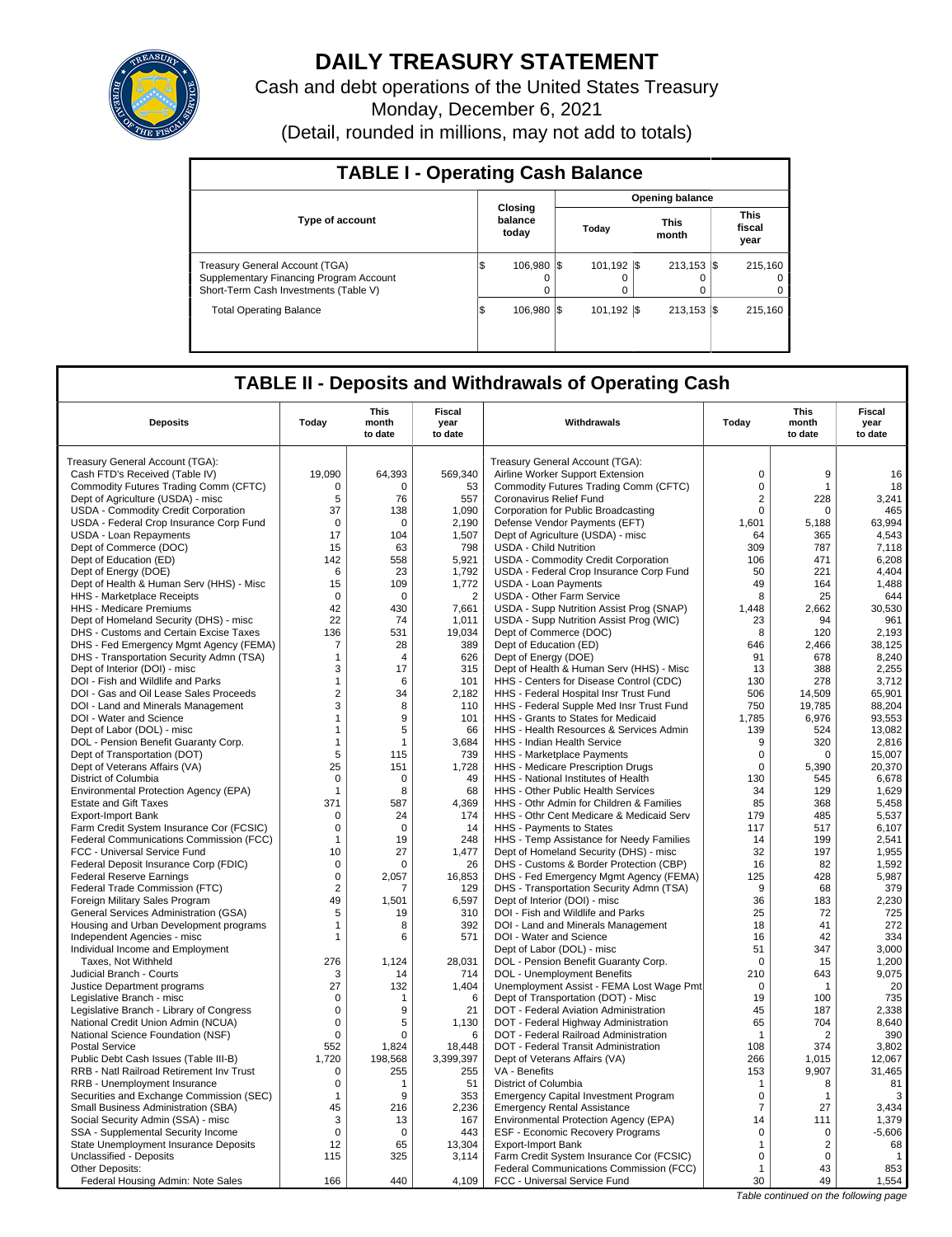# DAILY TREASURY STATEMENT

Cash and debt operations of the United States Treasury

Monday, December 6, 2021

(Detail, rounded in millions, may not add to totals)

## TABLE I - Operating Cash Balance

| Type of account | Closing balance today | Opening balance | | |
|---|---|---|---|---|
| | | Today | This month | This fiscal year |
| Treasury General Account (TGA) | $ 106,980 | $ 101,192 | $ 213,153 | $ 215,160 |
| Supplementary Financing Program Account | 0 | 0 | 0 | 0 |
| Short-Term Cash Investments (Table V) | 0 | 0 | 0 | 0 |
| Total Operating Balance | $ 106,980 | $ 101,192 | $ 213,153 | $ 215,160 |

## TABLE II - Deposits and Withdrawals of Operating Cash

| Deposits | Today | This month to date | Fiscal year to date | Withdrawals | Today | This month to date | Fiscal year to date |
|---|---|---|---|---|---|---|---|
| Treasury General Account (TGA): | | | | Treasury General Account (TGA): | | | |
| Cash FTD's Received (Table IV) | 19,090 | 64,393 | 569,340 | Airline Worker Support Extension | 0 | 9 | 16 |
| Commodity Futures Trading Comm (CFTC) | 0 | 0 | 53 | Commodity Futures Trading Comm (CFTC) | 0 | 1 | 18 |
| Dept of Agriculture (USDA) - misc | 5 | 76 | 557 | Coronavirus Relief Fund | 2 | 228 | 3,241 |
| USDA - Commodity Credit Corporation | 37 | 138 | 1,090 | Corporation for Public Broadcasting | 0 | 0 | 465 |
| USDA - Federal Crop Insurance Corp Fund | 0 | 0 | 2,190 | Defense Vendor Payments (EFT) | 1,601 | 5,188 | 63,994 |
| USDA - Loan Repayments | 17 | 104 | 1,507 | Dept of Agriculture (USDA) - misc | 64 | 365 | 4,543 |
| Dept of Commerce (DOC) | 15 | 63 | 798 | USDA - Child Nutrition | 309 | 787 | 7,118 |
| Dept of Education (ED) | 142 | 558 | 5,921 | USDA - Commodity Credit Corporation | 106 | 471 | 6,208 |
| Dept of Energy (DOE) | 6 | 23 | 1,792 | USDA - Federal Crop Insurance Corp Fund | 50 | 221 | 4,404 |
| Dept of Health & Human Serv (HHS) - Misc | 15 | 109 | 1,772 | USDA - Loan Payments | 49 | 164 | 1,488 |
| HHS - Marketplace Receipts | 0 | 0 | 2 | USDA - Other Farm Service | 8 | 25 | 644 |
| HHS - Medicare Premiums | 42 | 430 | 7,661 | USDA - Supp Nutrition Assist Prog (SNAP) | 1,448 | 2,662 | 30,530 |
| Dept of Homeland Security (DHS) - misc | 22 | 74 | 1,011 | USDA - Supp Nutrition Assist Prog (WIC) | 23 | 94 | 961 |
| DHS - Customs and Certain Excise Taxes | 136 | 531 | 19,034 | Dept of Commerce (DOC) | 8 | 120 | 2,193 |
| DHS - Fed Emergency Mgmt Agency (FEMA) | 7 | 28 | 389 | Dept of Education (ED) | 646 | 2,466 | 38,125 |
| DHS - Transportation Security Admn (TSA) | 1 | 4 | 626 | Dept of Energy (DOE) | 91 | 678 | 8,240 |
| Dept of Interior (DOI) - misc | 3 | 17 | 315 | Dept of Health & Human Serv (HHS) - Misc | 13 | 388 | 2,255 |
| DOI - Fish and Wildlife and Parks | 1 | 6 | 101 | HHS - Centers for Disease Control (CDC) | 130 | 278 | 3,712 |
| DOI - Gas and Oil Lease Sales Proceeds | 2 | 34 | 2,182 | HHS - Federal Hospital Insr Trust Fund | 506 | 14,509 | 65,901 |
| DOI - Land and Minerals Management | 3 | 8 | 110 | HHS - Federal Supple Med Insr Trust Fund | 750 | 19,785 | 88,204 |
| DOI - Water and Science | 1 | 9 | 101 | HHS - Grants to States for Medicaid | 1,785 | 6,976 | 93,553 |
| Dept of Labor (DOL) - misc | 1 | 5 | 66 | HHS - Health Resources & Services Admin | 139 | 524 | 13,082 |
| DOL - Pension Benefit Guaranty Corp. | 1 | 1 | 3,684 | HHS - Indian Health Service | 9 | 320 | 2,816 |
| Dept of Transportation (DOT) | 5 | 115 | 739 | HHS - Marketplace Payments | 0 | 0 | 15,007 |
| Dept of Veterans Affairs (VA) | 25 | 151 | 1,728 | HHS - Medicare Prescription Drugs | 0 | 5,390 | 20,370 |
| District of Columbia | 0 | 0 | 49 | HHS - National Institutes of Health | 130 | 545 | 6,678 |
| Environmental Protection Agency (EPA) | 1 | 8 | 68 | HHS - Other Public Health Services | 34 | 129 | 1,629 |
| Estate and Gift Taxes | 371 | 587 | 4,369 | HHS - Othr Admin for Children & Families | 85 | 368 | 5,458 |
| Export-Import Bank | 0 | 24 | 174 | HHS - Othr Cent Medicare & Medicaid Serv | 179 | 485 | 5,537 |
| Farm Credit System Insurance Cor (FCSIC) | 0 | 0 | 14 | HHS - Payments to States | 117 | 517 | 6,107 |
| Federal Communications Commission (FCC) | 1 | 19 | 248 | HHS - Temp Assistance for Needy Families | 14 | 199 | 2,541 |
| FCC - Universal Service Fund | 10 | 27 | 1,477 | Dept of Homeland Security (DHS) - misc | 32 | 197 | 1,955 |
| Federal Deposit Insurance Corp (FDIC) | 0 | 0 | 26 | DHS - Customs & Border Protection (CBP) | 16 | 82 | 1,592 |
| Federal Reserve Earnings | 0 | 2,057 | 16,853 | DHS - Fed Emergency Mgmt Agency (FEMA) | 125 | 428 | 5,987 |
| Federal Trade Commission (FTC) | 2 | 7 | 129 | DHS - Transportation Security Admn (TSA) | 9 | 68 | 379 |
| Foreign Military Sales Program | 49 | 1,501 | 6,597 | Dept of Interior (DOI) - misc | 36 | 183 | 2,230 |
| General Services Administration (GSA) | 5 | 19 | 310 | DOI - Fish and Wildlife and Parks | 25 | 72 | 725 |
| Housing and Urban Development programs | 1 | 8 | 392 | DOI - Land and Minerals Management | 18 | 41 | 272 |
| Independent Agencies - misc | 1 | 6 | 571 | DOI - Water and Science | 16 | 42 | 334 |
| Individual Income and Employment | | | | Dept of Labor (DOL) - misc | 51 | 347 | 3,000 |
| Taxes, Not Withheld | 276 | 1,124 | 28,031 | DOL - Pension Benefit Guaranty Corp. | 0 | 15 | 1,200 |
| Judicial Branch - Courts | 3 | 14 | 714 | DOL - Unemployment Benefits | 210 | 643 | 9,075 |
| Justice Department programs | 27 | 132 | 1,404 | Unemployment Assist - FEMA Lost Wage Pmt | 0 | 1 | 20 |
| Legislative Branch - misc | 0 | 1 | 6 | Dept of Transportation (DOT) - Misc | 19 | 100 | 735 |
| Legislative Branch - Library of Congress | 0 | 9 | 21 | DOT - Federal Aviation Administration | 45 | 187 | 2,338 |
| National Credit Union Admin (NCUA) | 0 | 5 | 1,130 | DOT - Federal Highway Administration | 65 | 704 | 8,640 |
| National Science Foundation (NSF) | 0 | 0 | 6 | DOT - Federal Railroad Administration | 1 | 2 | 390 |
| Postal Service | 552 | 1,824 | 18,448 | DOT - Federal Transit Administration | 108 | 374 | 3,802 |
| Public Debt Cash Issues (Table III-B) | 1,720 | 198,568 | 3,399,397 | Dept of Veterans Affairs (VA) | 266 | 1,015 | 12,067 |
| RRB - Natl Railroad Retirement Inv Trust | 0 | 255 | 255 | VA - Benefits | 153 | 9,907 | 31,465 |
| RRB - Unemployment Insurance | 0 | 1 | 51 | District of Columbia | 1 | 8 | 81 |
| Securities and Exchange Commission (SEC) | 1 | 9 | 353 | Emergency Capital Investment Program | 0 | 1 | 3 |
| Small Business Administration (SBA) | 45 | 216 | 2,236 | Emergency Rental Assistance | 7 | 27 | 3,434 |
| Social Security Admin (SSA) - misc | 3 | 13 | 167 | Environmental Protection Agency (EPA) | 14 | 111 | 1,379 |
| SSA - Supplemental Security Income | 0 | 0 | 443 | ESF - Economic Recovery Programs | 0 | 0 | -5,606 |
| State Unemployment Insurance Deposits | 12 | 65 | 13,304 | Export-Import Bank | 1 | 2 | 68 |
| Unclassified - Deposits | 115 | 325 | 3,114 | Farm Credit System Insurance Cor (FCSIC) | 0 | 0 | 1 |
| Other Deposits: | | | | Federal Communications Commission (FCC) | 1 | 43 | 853 |
| Federal Housing Admin: Note Sales | 166 | 440 | 4,109 | FCC - Universal Service Fund | 30 | 49 | 1,554 |

*Table continued on the following page*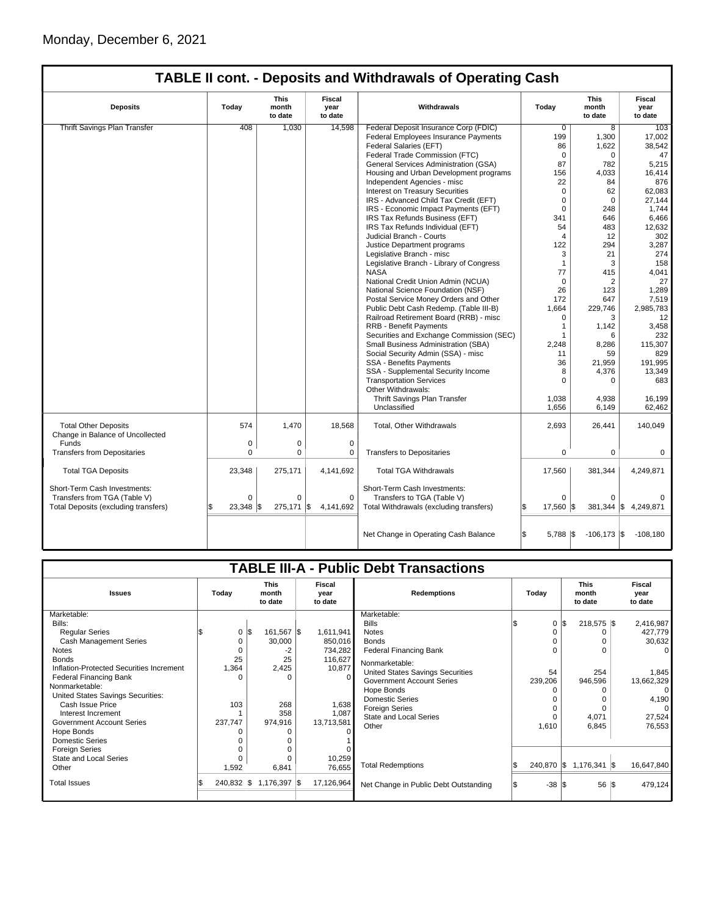Monday, December 6, 2021

## TABLE II cont. - Deposits and Withdrawals of Operating Cash

| Deposits | Today | This month to date | Fiscal year to date | Withdrawals | Today | This month to date | Fiscal year to date |
|---|---|---|---|---|---|---|---|
| Thrift Savings Plan Transfer | 408 | 1,030 | 14,598 | Federal Deposit Insurance Corp (FDIC) | 0 | 8 | 103 |
| | | | | Federal Employees Insurance Payments | 199 | 1,300 | 17,002 |
| | | | | Federal Salaries (EFT) | 86 | 1,622 | 38,542 |
| | | | | Federal Trade Commission (FTC) | 0 | 0 | 47 |
| | | | | General Services Administration (GSA) | 87 | 782 | 5,215 |
| | | | | Housing and Urban Development programs | 156 | 4,033 | 16,414 |
| | | | | Independent Agencies - misc | 22 | 84 | 876 |
| | | | | Interest on Treasury Securities | 0 | 62 | 62,083 |
| | | | | IRS - Advanced Child Tax Credit (EFT) | 0 | 0 | 27,144 |
| | | | | IRS - Economic Impact Payments (EFT) | 0 | 248 | 1,744 |
| | | | | IRS Tax Refunds Business (EFT) | 341 | 646 | 6,466 |
| | | | | IRS Tax Refunds Individual (EFT) | 54 | 483 | 12,632 |
| | | | | Judicial Branch - Courts | 4 | 12 | 302 |
| | | | | Justice Department programs | 122 | 294 | 3,287 |
| | | | | Legislative Branch - misc | 3 | 21 | 274 |
| | | | | Legislative Branch - Library of Congress | 1 | 3 | 158 |
| | | | | NASA | 77 | 415 | 4,041 |
| | | | | National Credit Union Admin (NCUA) | 0 | 2 | 27 |
| | | | | National Science Foundation (NSF) | 26 | 123 | 1,289 |
| | | | | Postal Service Money Orders and Other | 172 | 647 | 7,519 |
| | | | | Public Debt Cash Redemp. (Table III-B) | 1,664 | 229,746 | 2,985,783 |
| | | | | Railroad Retirement Board (RRB) - misc | 0 | 3 | 12 |
| | | | | RRB - Benefit Payments | 1 | 1,142 | 3,458 |
| | | | | Securities and Exchange Commission (SEC) | 1 | 6 | 232 |
| | | | | Small Business Administration (SBA) | 2,248 | 8,286 | 115,307 |
| | | | | Social Security Admin (SSA) - misc | 11 | 59 | 829 |
| | | | | SSA - Benefits Payments | 36 | 21,959 | 191,995 |
| | | | | SSA - Supplemental Security Income | 8 | 4,376 | 13,349 |
| | | | | Transportation Services | 0 | 0 | 683 |
| | | | | Other Withdrawals: | | | |
| | | | | Thrift Savings Plan Transfer | 1,038 | 4,938 | 16,199 |
| | | | | Unclassified | 1,656 | 6,149 | 62,462 |
| Total Other Deposits | 574 | 1,470 | 18,568 | Total, Other Withdrawals | 2,693 | 26,441 | 140,049 |
| Change in Balance of Uncollected Funds | 0 | 0 | 0 | | | | |
| Transfers from Depositaries | 0 | 0 | 0 | Transfers to Depositaries | 0 | 0 | 0 |
| Total TGA Deposits | 23,348 | 275,171 | 4,141,692 | Total TGA Withdrawals | 17,560 | 381,344 | 4,249,871 |
| Short-Term Cash Investments: | | | | Short-Term Cash Investments: | | | |
| Transfers from TGA (Table V) | 0 | 0 | 0 | Transfers to TGA (Table V) | 0 | 0 | 0 |
| Total Deposits (excluding transfers) | $ 23,348 | $ 275,171 | $ 4,141,692 | Total Withdrawals (excluding transfers) | $ 17,560 | $ 381,344 | $ 4,249,871 |
| | | | | Net Change in Operating Cash Balance | $ 5,788 | $ -106,173 | $ -108,180 |

## TABLE III-A - Public Debt Transactions

| Issues | Today | This month to date | Fiscal year to date | Redemptions | Today | This month to date | Fiscal year to date |
|---|---|---|---|---|---|---|---|
| Marketable: | | | | Marketable: | | | |
| Bills: | | | | Bills | $ 0 | $ 218,575 | $ 2,416,987 |
| Regular Series | $ 0 | $ 161,567 | $ 1,611,941 | Notes | 0 | 0 | 427,779 |
| Cash Management Series | 0 | 30,000 | 850,016 | Bonds | 0 | 0 | 30,632 |
| Notes | 0 | -2 | 734,282 | Federal Financing Bank | 0 | 0 | 0 |
| Bonds | 25 | 25 | 116,627 | Nonmarketable: | | | |
| Inflation-Protected Securities Increment | 1,364 | 2,425 | 10,877 | United States Savings Securities | 54 | 254 | 1,845 |
| Federal Financing Bank | 0 | 0 | 0 | Government Account Series | 239,206 | 946,596 | 13,662,329 |
| Nonmarketable: | | | | Hope Bonds | 0 | 0 | 0 |
| United States Savings Securities: | | | | Domestic Series | 0 | 0 | 4,190 |
| Cash Issue Price | 103 | 268 | 1,638 | Foreign Series | 0 | 0 | 0 |
| Interest Increment | 1 | 358 | 1,087 | State and Local Series | 0 | 4,071 | 27,524 |
| Government Account Series | 237,747 | 974,916 | 13,713,581 | Other | 1,610 | 6,845 | 76,553 |
| Hope Bonds | 0 | 0 | 0 | | | | |
| Domestic Series | 0 | 0 | 1 | | | | |
| Foreign Series | 0 | 0 | 0 | | | | |
| State and Local Series | 0 | 0 | 10,259 | | | | |
| Other | 1,592 | 6,841 | 76,655 | Total Redemptions | $ 240,870 | $ 1,176,341 | $ 16,647,840 |
| Total Issues | $ 240,832 | $ 1,176,397 | $ 17,126,964 | Net Change in Public Debt Outstanding | $ -38 | $ 56 | $ 479,124 |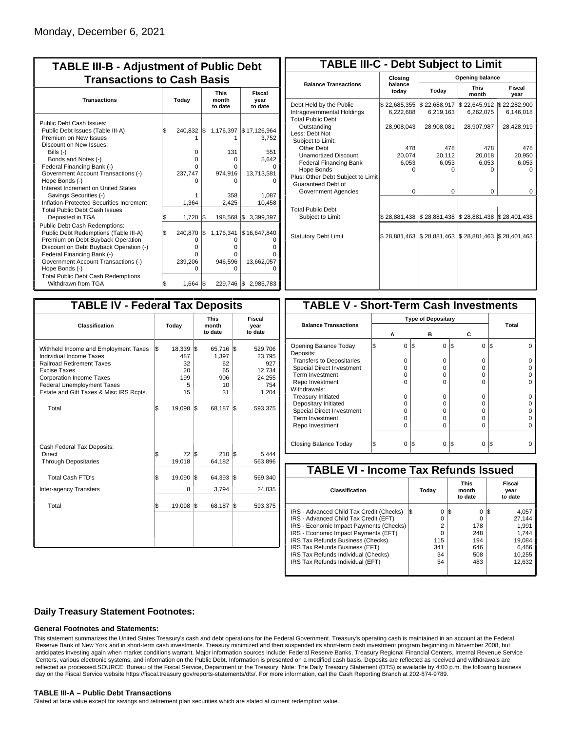Monday, December 6, 2021

## TABLE III-B - Adjustment of Public Debt Transactions to Cash Basis

| Transactions | Today | This month to date | Fiscal year to date |
|---|---|---|---|
| Public Debt Cash Issues: | | | |
| Public Debt Issues (Table III-A) | $ 240,832 | $ 1,176,397 | $ 17,126,964 |
| Premium on New Issues | 1 | 1 | 3,752 |
| Discount on New Issues: | | | |
| Bills (-) | 0 | 131 | 551 |
| Bonds and Notes (-) | 0 | 0 | 5,642 |
| Federal Financing Bank (-) | 0 | 0 | 0 |
| Government Account Transactions (-) | 237,747 | 974,916 | 13,713,581 |
| Hope Bonds (-) | 0 | 0 | 0 |
| Interest Increment on United States Savings Securities (-) | 1 | 358 | 1,087 |
| Inflation-Protected Securities Increment | 1,364 | 2,425 | 10,458 |
| Total Public Debt Cash Issues Deposited in TGA | $ 1,720 | $ 198,568 | $ 3,399,397 |
| Public Debt Cash Redemptions: | | | |
| Public Debt Redemptions (Table III-A) | $ 240,870 | $ 1,176,341 | $ 16,647,840 |
| Premium on Debt Buyback Operation | 0 | 0 | 0 |
| Discount on Debt Buyback Operation (-) | 0 | 0 | 0 |
| Federal Financing Bank (-) | 0 | 0 | 0 |
| Government Account Transactions (-) | 239,206 | 946,596 | 13,662,057 |
| Hope Bonds (-) | 0 | 0 | 0 |
| Total Public Debt Cash Redemptions Withdrawn from TGA | $ 1,664 | $ 229,746 | $ 2,985,783 |

## TABLE III-C - Debt Subject to Limit

| Balance Transactions | Closing balance today | Opening balance Today | Opening balance This month | Opening balance Fiscal year |
|---|---|---|---|---|
| Debt Held by the Public | $ 22,685,355 | $ 22,688,917 | $ 22,645,912 | $ 22,282,900 |
| Intragovernmental Holdings | 6,222,688 | 6,219,163 | 6,262,075 | 6,146,018 |
| Total Public Debt Outstanding | 28,908,043 | 28,908,081 | 28,907,987 | 28,428,919 |
| Less: Debt Not Subject to Limit: | | | | |
| Other Debt | 478 | 478 | 478 | 478 |
| Unamortized Discount | 20,074 | 20,112 | 20,018 | 20,950 |
| Federal Financing Bank | 6,053 | 6,053 | 6,053 | 6,053 |
| Hope Bonds | 0 | 0 | 0 | 0 |
| Plus: Other Debt Subject to Limit | | | | |
| Guaranteed Debt of Government Agencies | 0 | 0 | 0 | 0 |
| Total Public Debt Subject to Limit | $ 28,881,438 | $ 28,881,438 | $ 28,881,438 | $ 28,401,438 |
| Statutory Debt Limit | $ 28,881,463 | $ 28,881,463 | $ 28,881,463 | $ 28,401,463 |

## TABLE IV - Federal Tax Deposits

| Classification | Today | This month to date | Fiscal year to date |
|---|---|---|---|
| Withheld Income and Employment Taxes | $ 18,339 | $ 65,716 | $ 529,706 |
| Individual Income Taxes | 487 | 1,397 | 23,795 |
| Railroad Retirement Taxes | 32 | 62 | 927 |
| Excise Taxes | 20 | 65 | 12,734 |
| Corporation Income Taxes | 199 | 906 | 24,255 |
| Federal Unemployment Taxes | 5 | 10 | 754 |
| Estate and Gift Taxes & Misc IRS Rcpts. | 15 | 31 | 1,204 |
| Total | $ 19,098 | $ 68,187 | $ 593,375 |
| Cash Federal Tax Deposits: | | | |
| Direct | $ 72 | $ 210 | $ 5,444 |
| Through Depositaries | 19,018 | 64,182 | 563,896 |
| Total Cash FTD's | $ 19,090 | $ 64,393 | $ 569,340 |
| Inter-agency Transfers | 8 | 3,794 | 24,035 |
| Total | $ 19,098 | $ 68,187 | $ 593,375 |

## TABLE V - Short-Term Cash Investments

| Balance Transactions | Type of Depositary A | Type of Depositary B | Type of Depositary C | Total |
|---|---|---|---|---|
| Opening Balance Today | $ 0 | $ 0 | $ 0 | $ 0 |
| Deposits: | | | | |
| Transfers to Depositaries | 0 | 0 | 0 | 0 |
| Special Direct Investment | 0 | 0 | 0 | 0 |
| Term Investment | 0 | 0 | 0 | 0 |
| Repo Investment | 0 | 0 | 0 | 0 |
| Withdrawals: | | | | |
| Treasury Initiated | 0 | 0 | 0 | 0 |
| Depositary Initiated | 0 | 0 | 0 | 0 |
| Special Direct Investment | 0 | 0 | 0 | 0 |
| Term Investment | 0 | 0 | 0 | 0 |
| Repo Investment | 0 | 0 | 0 | 0 |
| Closing Balance Today | $ 0 | $ 0 | $ 0 | $ 0 |

## TABLE VI - Income Tax Refunds Issued

| Classification | Today | This month to date | Fiscal year to date |
|---|---|---|---|
| IRS - Advanced Child Tax Credit (Checks) | $ 0 | $ 0 | $ 4,057 |
| IRS - Advanced Child Tax Credit (EFT) | 0 | 0 | 27,144 |
| IRS - Economic Impact Payments (Checks) | 2 | 178 | 1,991 |
| IRS - Economic Impact Payments (EFT) | 0 | 248 | 1,744 |
| IRS Tax Refunds Business (Checks) | 115 | 194 | 19,084 |
| IRS Tax Refunds Business (EFT) | 341 | 646 | 6,466 |
| IRS Tax Refunds Individual (Checks) | 34 | 508 | 10,255 |
| IRS Tax Refunds Individual (EFT) | 54 | 483 | 12,632 |

### Daily Treasury Statement Footnotes:

#### General Footnotes and Statements:

This statement summarizes the United States Treasury's cash and debt operations for the Federal Government. Treasury's operating cash is maintained in an account at the Federal Reserve Bank of New York and in short-term cash investments. Treasury minimized and then suspended its short-term cash investment program beginning in November 2008, but anticipates investing again when market conditions warrant. Major information sources include: Federal Reserve Banks, Treasury Regional Financial Centers, Internal Revenue Service Centers, various electronic systems, and information on the Public Debt. Information is presented on a modified cash basis. Deposits are reflected as received and withdrawals are reflected as processed.SOURCE: Bureau of the Fiscal Service, Department of the Treasury. Note: The Daily Treasury Statement (DTS) is available by 4:00 p.m. the following business day on the Fiscal Service website https://fiscal.treasury.gov/reports-statements/dts/. For more information, call the Cash Reporting Branch at 202-874-9789.

#### TABLE III-A – Public Debt Transactions

Stated at face value except for savings and retirement plan securities which are stated at current redemption value.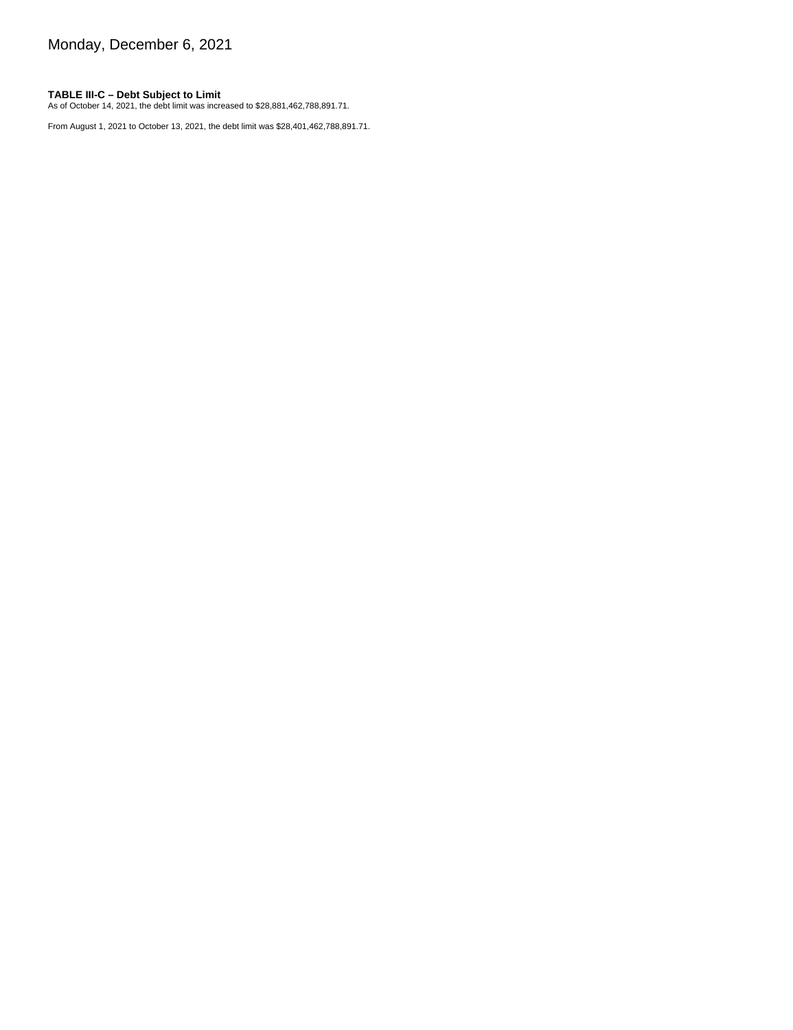Monday, December 6, 2021

**TABLE III-C – Debt Subject to Limit**

As of October 14, 2021, the debt limit was increased to $28,881,462,788,891.71.

From August 1, 2021 to October 13, 2021, the debt limit was $28,401,462,788,891.71.